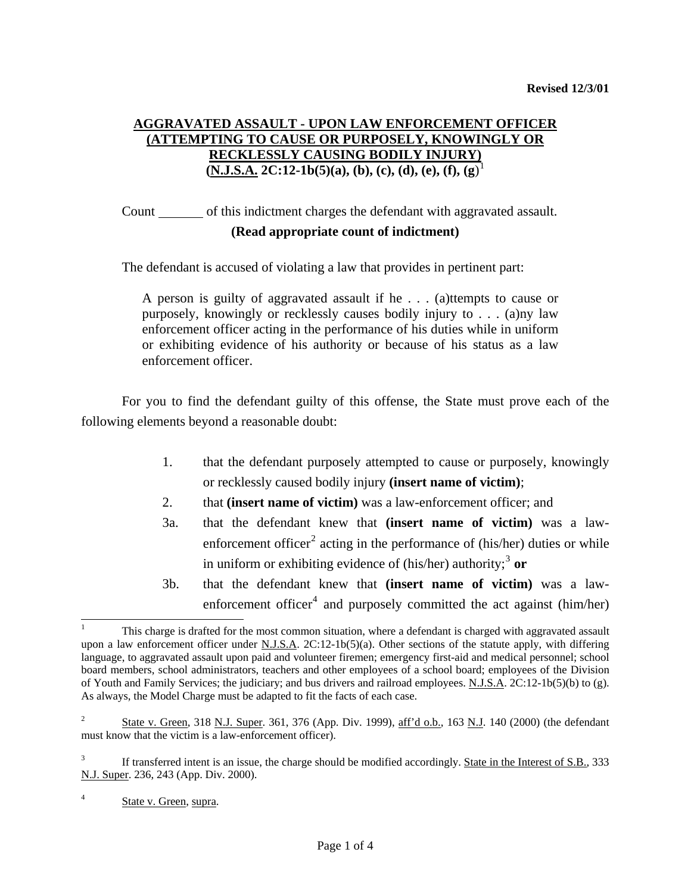Revised 12/3/01

# AGGRAVATED ASSAULT - UPON LAW ENFORCEMENT OFFICER (ATTEMPTING TO CAUSE OR PURPOSELY, KNOWINGLY OR RECKLESSLY CAUSING BODILY INJURY) (N.J.S.A. 2C:12-1b(5)(a), (b), (c), (d), (e), (f), (g)[1]

Count _______ of this indictment charges the defendant with aggravated assault.

**(Read appropriate count of indictment)**

The defendant is accused of violating a law that provides in pertinent part:

> A person is guilty of aggravated assault if he . . . (a)ttempts to cause or purposely, knowingly or recklessly causes bodily injury to . . . (a)ny law enforcement officer acting in the performance of his duties while in uniform or exhibiting evidence of his authority or because of his status as a law enforcement officer.

For you to find the defendant guilty of this offense, the State must prove each of the following elements beyond a reasonable doubt:

1. that the defendant purposely attempted to cause or purposely, knowingly or recklessly caused bodily injury **(insert name of victim)**;
2. that **(insert name of victim)** was a law-enforcement officer; and

3a. that the defendant knew that **(insert name of victim)** was a law-enforcement officer[2] acting in the performance of (his/her) duties or while in uniform or exhibiting evidence of (his/her) authority;[3] **or**

3b. that the defendant knew that **(insert name of victim)** was a law-enforcement officer[4] and purposely committed the act against (him/her)

---

[1] This charge is drafted for the most common situation, where a defendant is charged with aggravated assault upon a law enforcement officer under N.J.S.A. 2C:12-1b(5)(a). Other sections of the statute apply, with differing language, to aggravated assault upon paid and volunteer firemen; emergency first-aid and medical personnel; school board members, school administrators, teachers and other employees of a school board; employees of the Division of Youth and Family Services; the judiciary; and bus drivers and railroad employees. N.J.S.A. 2C:12-1b(5)(b) to (g). As always, the Model Charge must be adapted to fit the facts of each case.

[2] State v. Green, 318 N.J. Super. 361, 376 (App. Div. 1999), aff'd o.b., 163 N.J. 140 (2000) (the defendant must know that the victim is a law-enforcement officer).

[3] If transferred intent is an issue, the charge should be modified accordingly. State in the Interest of S.B., 333 N.J. Super. 236, 243 (App. Div. 2000).

[4] State v. Green, supra.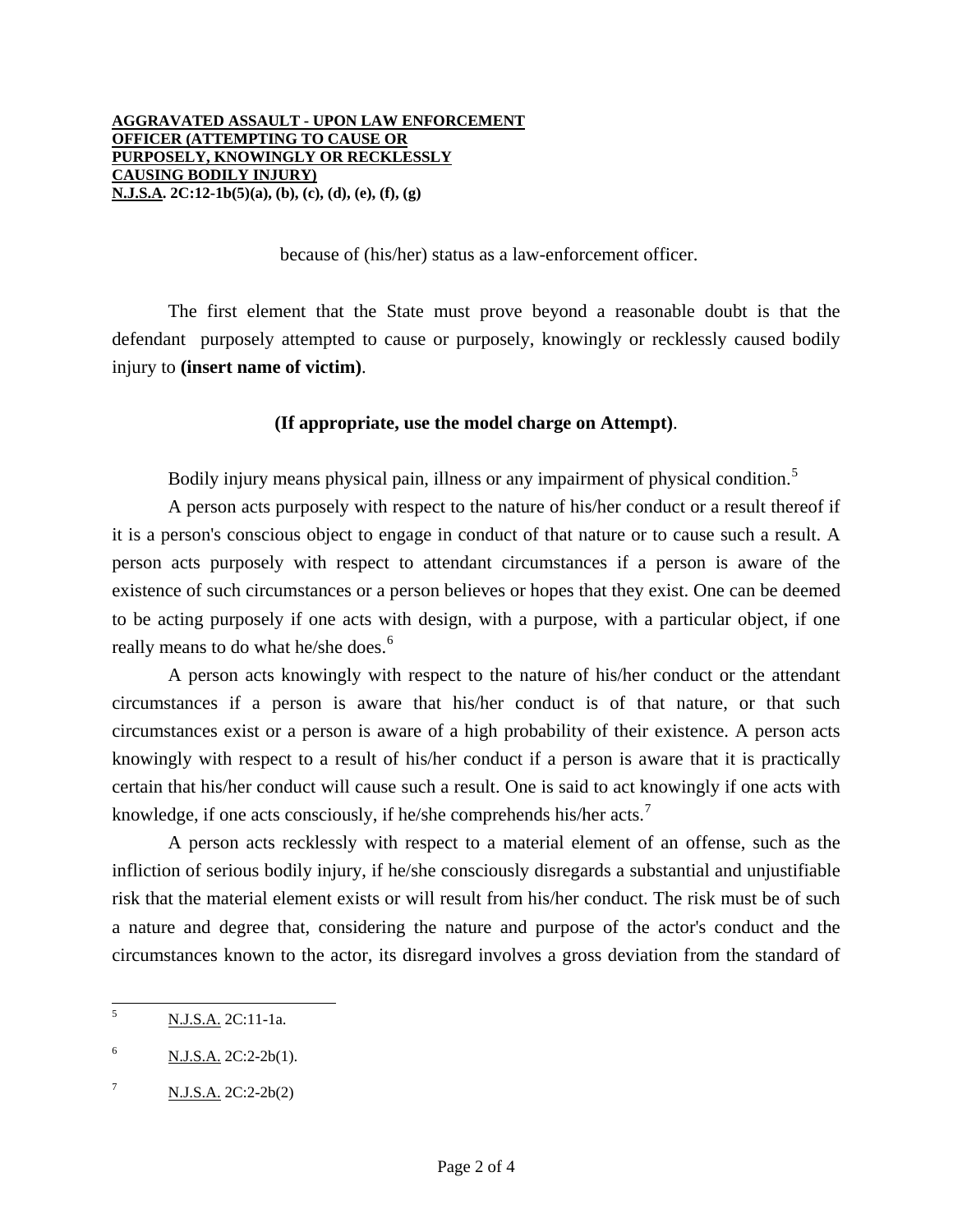because of (his/her) status as a law-enforcement officer.

The first element that the State must prove beyond a reasonable doubt is that the defendant purposely attempted to cause or purposely, knowingly or recklessly caused bodily injury to **(insert name of victim)**.

**(If appropriate, use the model charge on Attempt)**.

Bodily injury means physical pain, illness or any impairment of physical condition.[5]

A person acts purposely with respect to the nature of his/her conduct or a result thereof if it is a person's conscious object to engage in conduct of that nature or to cause such a result. A person acts purposely with respect to attendant circumstances if a person is aware of the existence of such circumstances or a person believes or hopes that they exist. One can be deemed to be acting purposely if one acts with design, with a purpose, with a particular object, if one really means to do what he/she does.[6]

A person acts knowingly with respect to the nature of his/her conduct or the attendant circumstances if a person is aware that his/her conduct is of that nature, or that such circumstances exist or a person is aware of a high probability of their existence. A person acts knowingly with respect to a result of his/her conduct if a person is aware that it is practically certain that his/her conduct will cause such a result. One is said to act knowingly if one acts with knowledge, if one acts consciously, if he/she comprehends his/her acts.[7]

A person acts recklessly with respect to a material element of an offense, such as the infliction of serious bodily injury, if he/she consciously disregards a substantial and unjustifiable risk that the material element exists or will result from his/her conduct. The risk must be of such a nature and degree that, considering the nature and purpose of the actor's conduct and the circumstances known to the actor, its disregard involves a gross deviation from the standard of

---

[5] N.J.S.A. 2C:11-1a.

[6] N.J.S.A. 2C:2-2b(1).

[7] N.J.S.A. 2C:2-2b(2)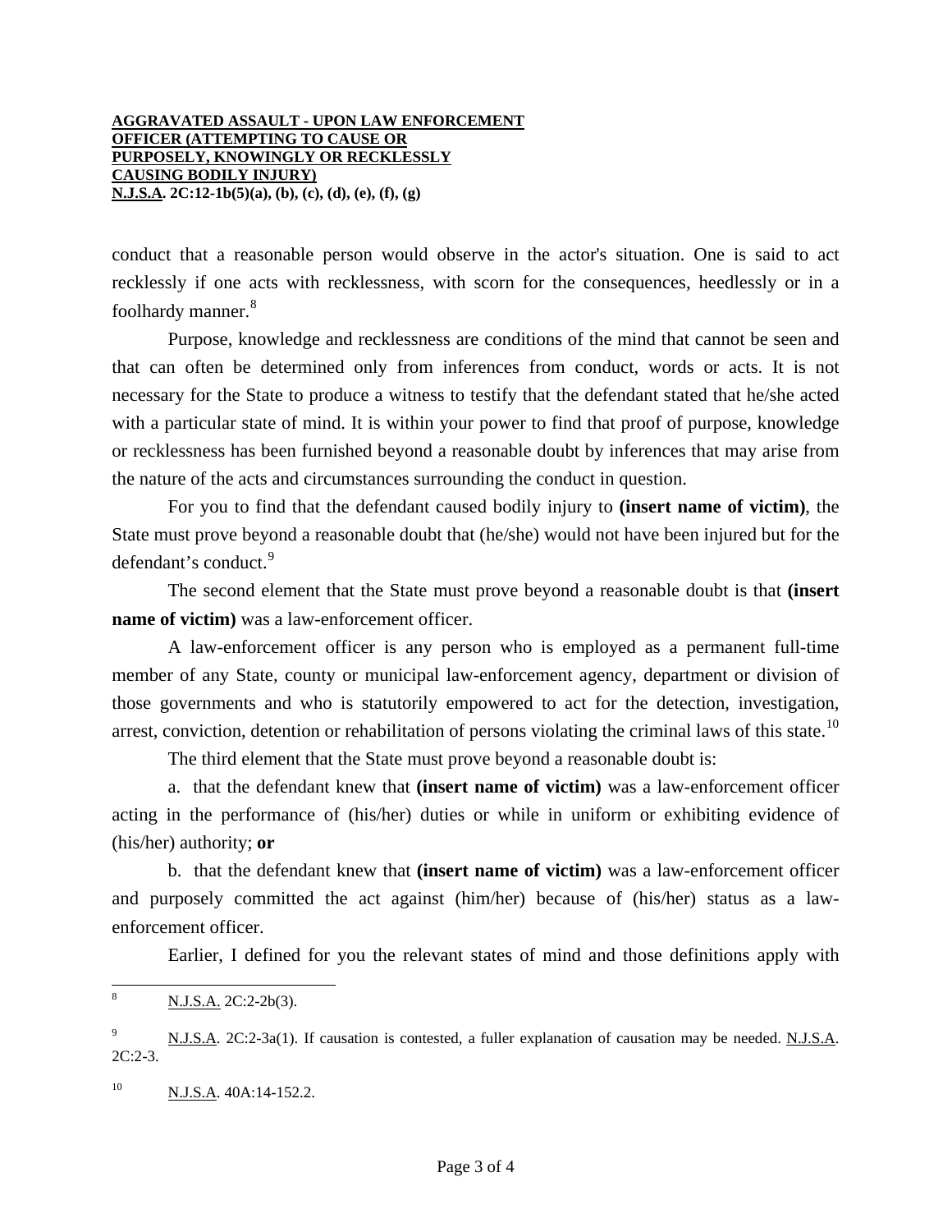conduct that a reasonable person would observe in the actor's situation. One is said to act recklessly if one acts with recklessness, with scorn for the consequences, heedlessly or in a foolhardy manner.[8]

Purpose, knowledge and recklessness are conditions of the mind that cannot be seen and that can often be determined only from inferences from conduct, words or acts. It is not necessary for the State to produce a witness to testify that the defendant stated that he/she acted with a particular state of mind. It is within your power to find that proof of purpose, knowledge or recklessness has been furnished beyond a reasonable doubt by inferences that may arise from the nature of the acts and circumstances surrounding the conduct in question.

For you to find that the defendant caused bodily injury to **(insert name of victim)**, the State must prove beyond a reasonable doubt that (he/she) would not have been injured but for the defendant's conduct.[9]

The second element that the State must prove beyond a reasonable doubt is that **(insert name of victim)** was a law-enforcement officer.

A law-enforcement officer is any person who is employed as a permanent full-time member of any State, county or municipal law-enforcement agency, department or division of those governments and who is statutorily empowered to act for the detection, investigation, arrest, conviction, detention or rehabilitation of persons violating the criminal laws of this state.[10]

The third element that the State must prove beyond a reasonable doubt is:

a. that the defendant knew that **(insert name of victim)** was a law-enforcement officer acting in the performance of (his/her) duties or while in uniform or exhibiting evidence of (his/her) authority; **or**

b. that the defendant knew that **(insert name of victim)** was a law-enforcement officer and purposely committed the act against (him/her) because of (his/her) status as a law-enforcement officer.

Earlier, I defined for you the relevant states of mind and those definitions apply with

---

[8] N.J.S.A. 2C:2-2b(3).

[9] N.J.S.A. 2C:2-3a(1). If causation is contested, a fuller explanation of causation may be needed. N.J.S.A. 2C:2-3.

[10] N.J.S.A. 40A:14-152.2.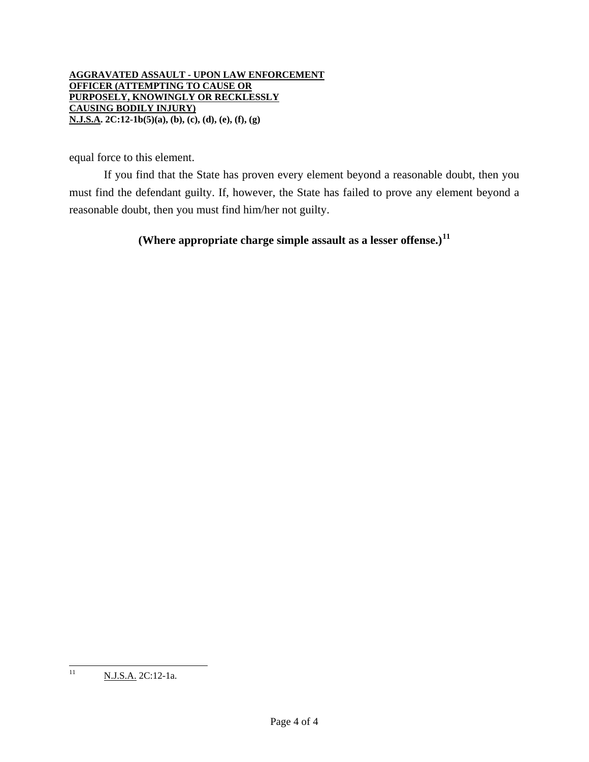equal force to this element.

If you find that the State has proven every element beyond a reasonable doubt, then you must find the defendant guilty. If, however, the State has failed to prove any element beyond a reasonable doubt, then you must find him/her not guilty.

**(Where appropriate charge simple assault as a lesser offense.)**[11]

---

[11] N.J.S.A. 2C:12-1a.